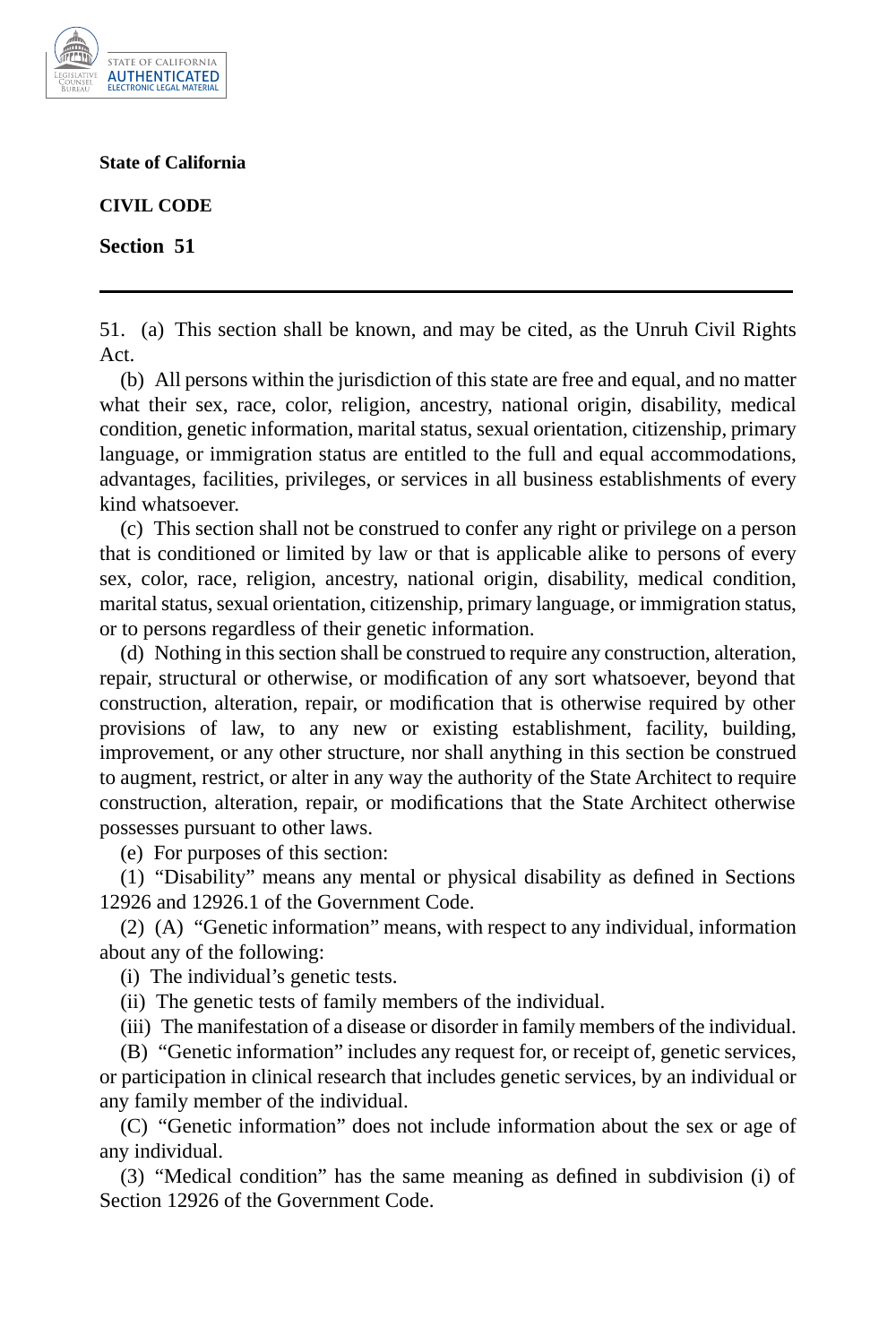**State of California**

**CIVIL CODE**

**Section 51**

---

51. (a) This section shall be known, and may be cited, as the Unruh Civil Rights Act.

(b) All persons within the jurisdiction of this state are free and equal, and no matter what their sex, race, color, religion, ancestry, national origin, disability, medical condition, genetic information, marital status, sexual orientation, citizenship, primary language, or immigration status are entitled to the full and equal accommodations, advantages, facilities, privileges, or services in all business establishments of every kind whatsoever.

(c) This section shall not be construed to confer any right or privilege on a person that is conditioned or limited by law or that is applicable alike to persons of every sex, color, race, religion, ancestry, national origin, disability, medical condition, marital status, sexual orientation, citizenship, primary language, or immigration status, or to persons regardless of their genetic information.

(d) Nothing in this section shall be construed to require any construction, alteration, repair, structural or otherwise, or modification of any sort whatsoever, beyond that construction, alteration, repair, or modification that is otherwise required by other provisions of law, to any new or existing establishment, facility, building, improvement, or any other structure, nor shall anything in this section be construed to augment, restrict, or alter in any way the authority of the State Architect to require construction, alteration, repair, or modifications that the State Architect otherwise possesses pursuant to other laws.

(e) For purposes of this section:

(1) “Disability” means any mental or physical disability as defined in Sections 12926 and 12926.1 of the Government Code.

(2) (A) “Genetic information” means, with respect to any individual, information about any of the following:

(i) The individual’s genetic tests.

(ii) The genetic tests of family members of the individual.

(iii) The manifestation of a disease or disorder in family members of the individual.

(B) “Genetic information” includes any request for, or receipt of, genetic services, or participation in clinical research that includes genetic services, by an individual or any family member of the individual.

(C) “Genetic information” does not include information about the sex or age of any individual.

(3) “Medical condition” has the same meaning as defined in subdivision (i) of Section 12926 of the Government Code.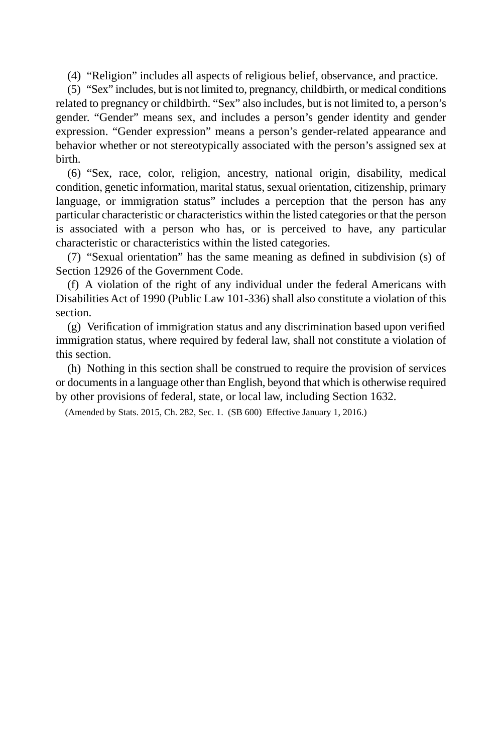(4) “Religion” includes all aspects of religious belief, observance, and practice.

(5) “Sex” includes, but is not limited to, pregnancy, childbirth, or medical conditions related to pregnancy or childbirth. “Sex” also includes, but is not limited to, a person’s gender. “Gender” means sex, and includes a person’s gender identity and gender expression. “Gender expression” means a person’s gender-related appearance and behavior whether or not stereotypically associated with the person’s assigned sex at birth.

(6) “Sex, race, color, religion, ancestry, national origin, disability, medical condition, genetic information, marital status, sexual orientation, citizenship, primary language, or immigration status” includes a perception that the person has any particular characteristic or characteristics within the listed categories or that the person is associated with a person who has, or is perceived to have, any particular characteristic or characteristics within the listed categories.

(7) “Sexual orientation” has the same meaning as defined in subdivision (s) of Section 12926 of the Government Code.

(f) A violation of the right of any individual under the federal Americans with Disabilities Act of 1990 (Public Law 101-336) shall also constitute a violation of this section.

(g) Verification of immigration status and any discrimination based upon verified immigration status, where required by federal law, shall not constitute a violation of this section.

(h) Nothing in this section shall be construed to require the provision of services or documents in a language other than English, beyond that which is otherwise required by other provisions of federal, state, or local law, including Section 1632.

(Amended by Stats. 2015, Ch. 282, Sec. 1. (SB 600) Effective January 1, 2016.)